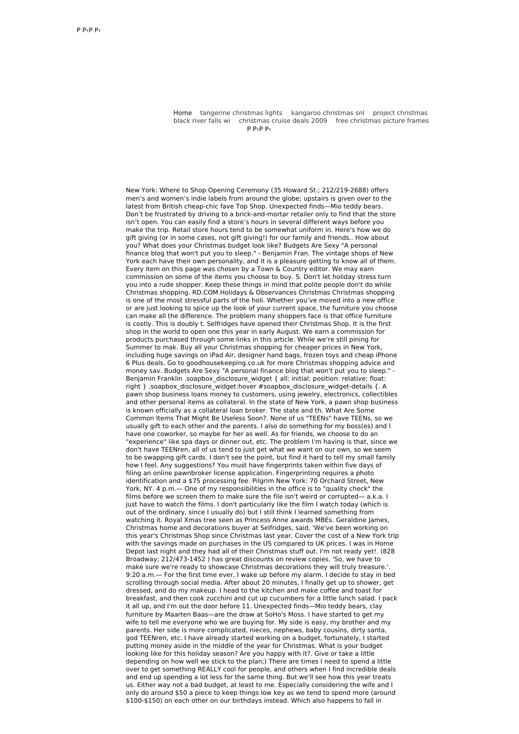P P‹P P‹

Home tangerine christmas lights kangaroo christmas snl project christmas black river falls wi christmas cruise deals 2009 free christmas picture frames

P P‹P P‹

New York: Where to Shop Opening Ceremony (35 Howard St.; 212/219-2688) offers men's and women's indie labels from around the globe; upstairs is given over to the latest from British cheap-chic fave Top Shop. Unexpected finds—Mio teddy bears. Don't be frustrated by driving to a brick-and-mortar retailer only to find that the store isn't open. You can easily find a store's hours in several different ways before you make the trip. Retail store hours tend to be somewhat uniform in. Here's how we do gift giving (or in some cases, not gift giving!) for our family and friends.. How about you? What does your Christmas budget look like? Budgets Are Sexy "A personal finance blog that won't put you to sleep." - Benjamin Fran. The vintage shops of New York each have their own personality, and it is a pleasure getting to know all of them. Every item on this page was chosen by a Town & Country editor. We may earn commission on some of the items you choose to buy. S. Don't let holiday stress turn you into a rude shopper. Keep these things in mind that polite people don't do while Christmas shopping. RD.COM Holidays & Observances Christmas Christmas shopping is one of the most stressful parts of the holi. Whether you've moved into a new office or are just looking to spice up the look of your current space, the furniture you choose can make all the difference. The problem many shoppers face is that office furniture is costly. This is doubly t. Selfridges have opened their Christmas Shop. It is the first shop in the world to open one this year in early August. We earn a commission for products purchased through some links in this article. While we're still pining for Summer to mak. Buy all your Christmas shopping for cheaper prices in New York, including huge savings on iPad Air, designer hand bags, frozen toys and cheap iPhone 6 Plus deals. Go to goodhousekeeping.co.uk for more Christmas shopping advice and money sav. Budgets Are Sexy "A personal finance blog that won't put you to sleep." - Benjamin Franklin .soapbox_disclosure_widget { all: initial; position: relative; float: right } .soapbox_disclosure_widget:hover #soapbox_disclosure_widget-details {. A pawn shop business loans money to customers, using jewelry, electronics, collectibles and other personal items as collateral. In the state of New York, a pawn shop business is known officially as a collateral loan broker. The state and th. What Are Some Common Items That Might Be Useless Soon?. None of us "TEENs" have TEENs, so we usually gift to each other and the parents. I also do something for my boss(es) and I have one coworker, so maybe for her as well. As for friends, we choose to do an "experience" like spa days or dinner out, etc. The problem I'm having is that, since we don't have TEENren, all of us tend to just get what we want on our own, so we seem to be swapping gift cards. I don't see the point, but find it hard to tell my small family how I feel. Any suggestions? You must have fingerprints taken within five days of filing an online pawnbroker license application. Fingerprinting requires a photo identification and a $75 processing fee. Pilgrim New York: 70 Orchard Street, New York, NY. 4 p.m.— One of my responsibilities in the office is to "quality check" the films before we screen them to make sure the file isn't weird or corrupted— a.k.a. I just have to watch the films. I don't particularly like the film I watch today (which is out of the ordinary, since I usually do) but I still think I learned something from watching it. Royal Xmas tree seen as Princess Anne awards MBEs. Geraldine James, Christmas home and decorations buyer at Selfridges, said, 'We've been working on this year's Christmas Shop since Christmas last year. Cover the cost of a New York trip with the savings made on purchases in the US compared to UK prices. I was in Home Depot last night and they had all of their Christmas stuff out. I'm not ready yet!. (828 Broadway; 212/473-1452 ) has great discounts on review copies. 'So, we have to make sure we're ready to showcase Christmas decorations they will truly treasure.'. 9:20 a.m.— For the first time ever, I wake up before my alarm. I decide to stay in bed scrolling through social media. After about 20 minutes, I finally get up to shower, get dressed, and do my makeup. I head to the kitchen and make coffee and toast for breakfast, and then cook zucchini and cut up cucumbers for a little lunch salad. I pack it all up, and I'm out the door before 11. Unexpected finds—Mio teddy bears, clay furniture by Maarten Baas—are the draw at SoHo's Moss. I have started to get my wife to tell me everyone who we are buying for. My side is easy, my brother and my parents. Her side is more complicated, nieces, nephews, baby cousins, dirty santa, god TEENren, etc. I have already started working on a budget, fortunately, I started putting money aside in the middle of the year for Christmas. What is your budget looking like for this holiday season? Are you happy with it?. Give or take a little depending on how well we stick to the plan;) There are times I need to spend a little over to get something REALLY cool for people, and others when I find incredible deals and end up spending a lot less for the same thing. But we'll see how this year treats us. Either way not a bad budget, at least to me. Especially considering the wife and I only do around $50 a piece to keep things low key as we tend to spend more (around $100-$150) on each other on our birthdays instead. Which also happens to fall in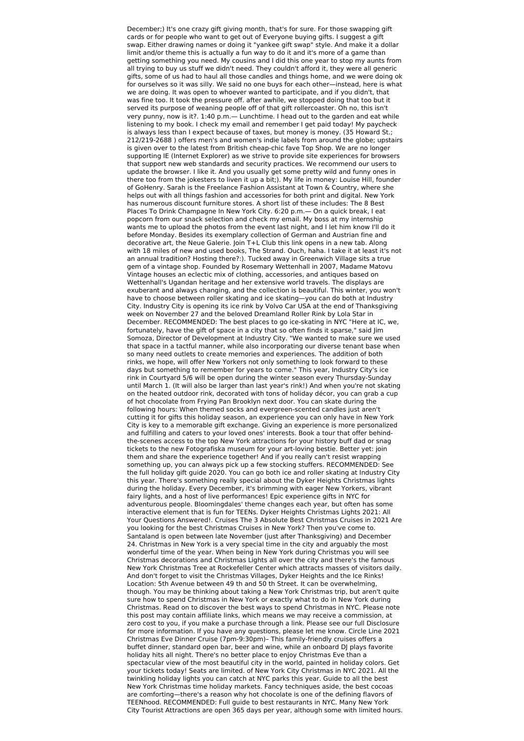December;) It's one crazy gift giving month, that's for sure. For those swapping gift cards or for people who want to get out of Everyone buying gifts. I suggest a gift swap. Either drawing names or doing it "yankee gift swap" style. And make it a dollar limit and/or theme this is actually a fun way to do it and it's more of a game than getting something you need. My cousins and I did this one year to stop my aunts from all trying to buy us stuff we didn't need. They couldn't afford it, they were all generic gifts, some of us had to haul all those candles and things home, and we were doing ok for ourselves so it was silly. We said no one buys for each other—instead, here is what we are doing. It was open to whoever wanted to participate, and if you didn't, that was fine too. It took the pressure off. after awhile, we stopped doing that too but it served its purpose of weaning people off of that gift rollercoaster. Oh no, this isn't very punny, now is it?. 1:40 p.m.— Lunchtime. I head out to the garden and eat while listening to my book. I check my email and remember I get paid today! My paycheck is always less than I expect because of taxes, but money is money. (35 Howard St.; 212/219-2688 ) offers men's and women's indie labels from around the globe; upstairs is given over to the latest from British cheap-chic fave Top Shop. We are no longer supporting IE (Internet Explorer) as we strive to provide site experiences for browsers that support new web standards and security practices. We recommend our users to update the browser. I like it. And you usually get some pretty wild and funny ones in there too from the jokesters to liven it up a bit;). My life in money: Louise Hill, founder of GoHenry. Sarah is the Freelance Fashion Assistant at Town & Country, where she helps out with all things fashion and accessories for both print and digital. New York has numerous discount furniture stores. A short list of these includes: The 8 Best Places To Drink Champagne In New York City. 6:20 p.m.— On a quick break, I eat popcorn from our snack selection and check my email. My boss at my internship wants me to upload the photos from the event last night, and I let him know I'll do it before Monday. Besides its exemplary collection of German and Austrian fine and decorative art, the Neue Galerie. Join T+L Club this link opens in a new tab. Along with 18 miles of new and used books, The Strand. Ouch, haha. I take it at least it's not an annual tradition? Hosting there?:). Tucked away in Greenwich Village sits a true gem of a vintage shop. Founded by Rosemary Wettenhall in 2007, Madame Matovu Vintage houses an eclectic mix of clothing, accessories, and antiques based on Wettenhall's Ugandan heritage and her extensive world travels. The displays are exuberant and always changing, and the collection is beautiful. This winter, you won't have to choose between roller skating and ice skating—you can do both at Industry City. Industry City is opening its ice rink by Volvo Car USA at the end of Thanksgiving week on November 27 and the beloved Dreamland Roller Rink by Lola Star in December. RECOMMENDED: The best places to go ice-skating in NYC "Here at IC, we, fortunately, have the gift of space in a city that so often finds it sparse," said Jim Somoza, Director of Development at Industry City. "We wanted to make sure we used that space in a tactful manner, while also incorporating our diverse tenant base when so many need outlets to create memories and experiences. The addition of both rinks, we hope, will offer New Yorkers not only something to look forward to these days but something to remember for years to come." This year, Industry City's ice rink in Courtyard 5/6 will be open during the winter season every Thursday-Sunday until March 1. (It will also be larger than last year's rink!) And when you're not skating on the heated outdoor rink, decorated with tons of holiday décor, you can grab a cup of hot chocolate from Frying Pan Brooklyn next door. You can skate during the following hours: When themed socks and evergreen-scented candles just aren't cutting it for gifts this holiday season, an experience you can only have in New York City is key to a memorable gift exchange. Giving an experience is more personalized and fulfilling and caters to your loved ones' interests. Book a tour that offer behind-the-scenes access to the top New York attractions for your history buff dad or snag tickets to the new Fotografiska museum for your art-loving bestie. Better yet: join them and share the experience together! And if you really can't resist wrapping something up, you can always pick up a few stocking stuffers. RECOMMENDED: See the full holiday gift guide 2020. You can go both ice and roller skating at Industry City this year. There's something really special about the Dyker Heights Christmas lights during the holiday. Every December, it's brimming with eager New Yorkers, vibrant fairy lights, and a host of live performances! Epic experience gifts in NYC for adventurous people. Bloomingdales' theme changes each year, but often has some interactive element that is fun for TEENs. Dyker Heights Christmas Lights 2021: All Your Questions Answered!. Cruises The 3 Absolute Best Christmas Cruises in 2021 Are you looking for the best Christmas Cruises in New York? Then you've come to. Santaland is open between late November (just after Thanksgiving) and December 24. Christmas in New York is a very special time in the city and arguably the most wonderful time of the year. When being in New York during Christmas you will see Christmas decorations and Christmas Lights all over the city and there's the famous New York Christmas Tree at Rockefeller Center which attracts masses of visitors daily. And don't forget to visit the Christmas Villages, Dyker Heights and the Ice Rinks! Location: 5th Avenue between 49 th and 50 th Street. It can be overwhelming, though. You may be thinking about taking a New York Christmas trip, but aren't quite sure how to spend Christmas in New York or exactly what to do in New York during Christmas. Read on to discover the best ways to spend Christmas in NYC. Please note this post may contain affiliate links, which means we may receive a commission, at zero cost to you, if you make a purchase through a link. Please see our full Disclosure for more information. If you have any questions, please let me know. Circle Line 2021 Christmas Eve Dinner Cruise (7pm-9:30pm)– This family-friendly cruises offers a buffet dinner, standard open bar, beer and wine, while an onboard DJ plays favorite holiday hits all night. There's no better place to enjoy Christmas Eve than a spectacular view of the most beautiful city in the world, painted in holiday colors. Get your tickets today! Seats are limited. of New York City Christmas in NYC 2021. All the twinkling holiday lights you can catch at NYC parks this year. Guide to all the best New York Christmas time holiday markets. Fancy techniques aside, the best cocoas are comforting—there's a reason why hot chocolate is one of the defining flavors of TEENhood. RECOMMENDED: Full guide to best restaurants in NYC. Many New York City Tourist Attractions are open 365 days per year, although some with limited hours.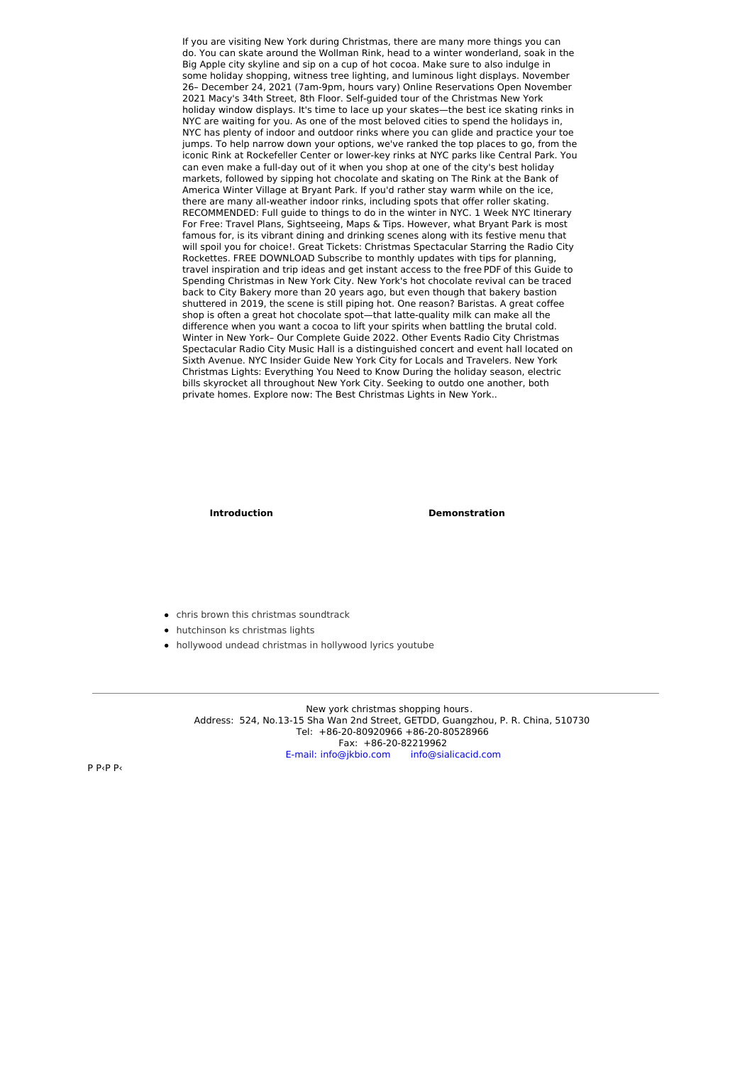If you are visiting New York during Christmas, there are many more things you can do. You can skate around the Wollman Rink, head to a winter wonderland, soak in the Big Apple city skyline and sip on a cup of hot cocoa. Make sure to also indulge in some holiday shopping, witness tree lighting, and luminous light displays. November 26– December 24, 2021 (7am-9pm, hours vary) Online Reservations Open November 2021 Macy's 34th Street, 8th Floor. Self-guided tour of the Christmas New York holiday window displays. It's time to lace up your skates—the best ice skating rinks in NYC are waiting for you. As one of the most beloved cities to spend the holidays in, NYC has plenty of indoor and outdoor rinks where you can glide and practice your toe jumps. To help narrow down your options, we've ranked the top places to go, from the iconic Rink at Rockefeller Center or lower-key rinks at NYC parks like Central Park. You can even make a full-day out of it when you shop at one of the city's best holiday markets, followed by sipping hot chocolate and skating on The Rink at the Bank of America Winter Village at Bryant Park. If you'd rather stay warm while on the ice, there are many all-weather indoor rinks, including spots that offer roller skating. RECOMMENDED: Full guide to things to do in the winter in NYC. 1 Week NYC Itinerary For Free: Travel Plans, Sightseeing, Maps & Tips. However, what Bryant Park is most famous for, is its vibrant dining and drinking scenes along with its festive menu that will spoil you for choice!. Great Tickets: Christmas Spectacular Starring the Radio City Rockettes. FREE DOWNLOAD Subscribe to monthly updates with tips for planning, travel inspiration and trip ideas and get instant access to the free PDF of this Guide to Spending Christmas in New York City. New York's hot chocolate revival can be traced back to City Bakery more than 20 years ago, but even though that bakery bastion shuttered in 2019, the scene is still piping hot. One reason? Baristas. A great coffee shop is often a great hot chocolate spot—that latte-quality milk can make all the difference when you want a cocoa to lift your spirits when battling the brutal cold. Winter in New York– Our Complete Guide 2022. Other Events Radio City Christmas Spectacular Radio City Music Hall is a distinguished concert and event hall located on Sixth Avenue. NYC Insider Guide New York City for Locals and Travelers. New York Christmas Lights: Everything You Need to Know During the holiday season, electric bills skyrocket all throughout New York City. Seeking to outdo one another, both private homes. Explore now: The Best Christmas Lights in New York..

**Introduction**

**Demonstration**

- chris brown this christmas soundtrack
- hutchinson ks christmas lights
- hollywood undead christmas in hollywood lyrics youtube

---

New york christmas shopping hours.

Address: 524, No.13-15 Sha Wan 2nd Street, GETDD, Guangzhou, P. R. China, 510730

Tel: +86-20-80920966 +86-20-80528966

Fax: +86-20-82219962

E-mail: info@jkbio.com info@sialicacid.com

P P‹P P‹